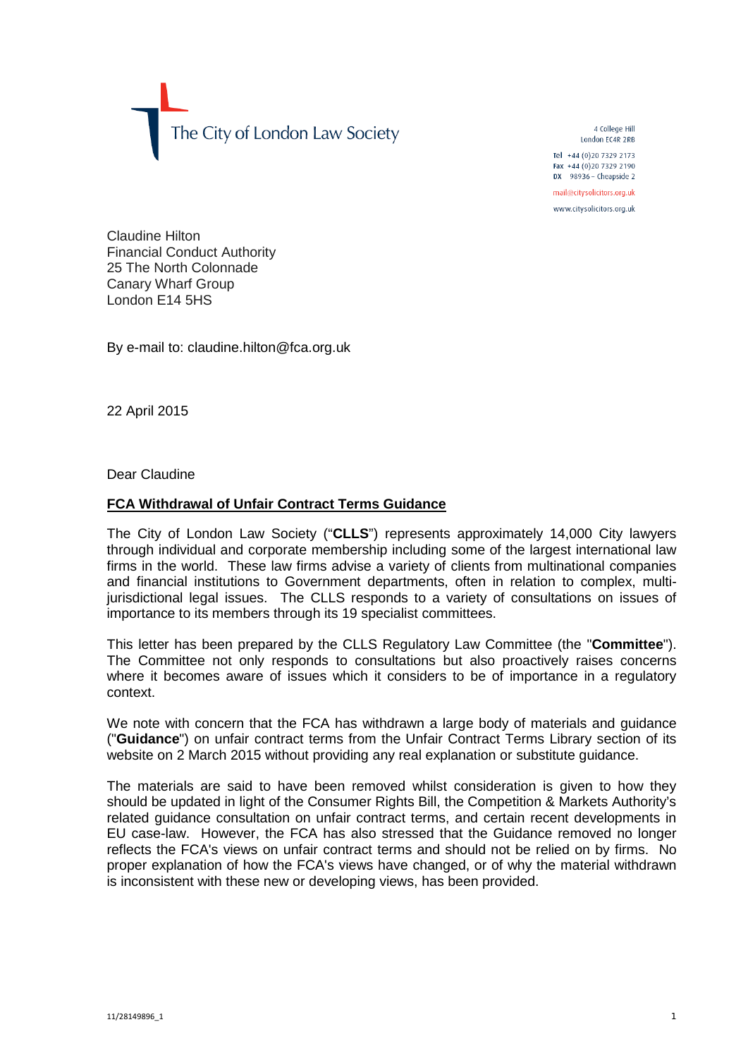The City of London Law Society

4 College Hill
London EC4R 2RB

Tel +44 (0)20 7329 2173
Fax +44 (0)20 7329 2190
DX 98936 – Cheapside 2

mail@citysolicitors.org.uk

www.citysolicitors.org.uk

Claudine Hilton
Financial Conduct Authority
25 The North Colonnade
Canary Wharf Group
London E14 5HS

By e-mail to: claudine.hilton@fca.org.uk

22 April 2015

Dear Claudine

**FCA Withdrawal of Unfair Contract Terms Guidance**

The City of London Law Society ("**CLLS**") represents approximately 14,000 City lawyers through individual and corporate membership including some of the largest international law firms in the world. These law firms advise a variety of clients from multinational companies and financial institutions to Government departments, often in relation to complex, multi-jurisdictional legal issues. The CLLS responds to a variety of consultations on issues of importance to its members through its 19 specialist committees.

This letter has been prepared by the CLLS Regulatory Law Committee (the "**Committee**"). The Committee not only responds to consultations but also proactively raises concerns where it becomes aware of issues which it considers to be of importance in a regulatory context.

We note with concern that the FCA has withdrawn a large body of materials and guidance ("**Guidance**") on unfair contract terms from the Unfair Contract Terms Library section of its website on 2 March 2015 without providing any real explanation or substitute guidance.

The materials are said to have been removed whilst consideration is given to how they should be updated in light of the Consumer Rights Bill, the Competition & Markets Authority's related guidance consultation on unfair contract terms, and certain recent developments in EU case-law. However, the FCA has also stressed that the Guidance removed no longer reflects the FCA's views on unfair contract terms and should not be relied on by firms. No proper explanation of how the FCA's views have changed, or of why the material withdrawn is inconsistent with these new or developing views, has been provided.

11/28149896_1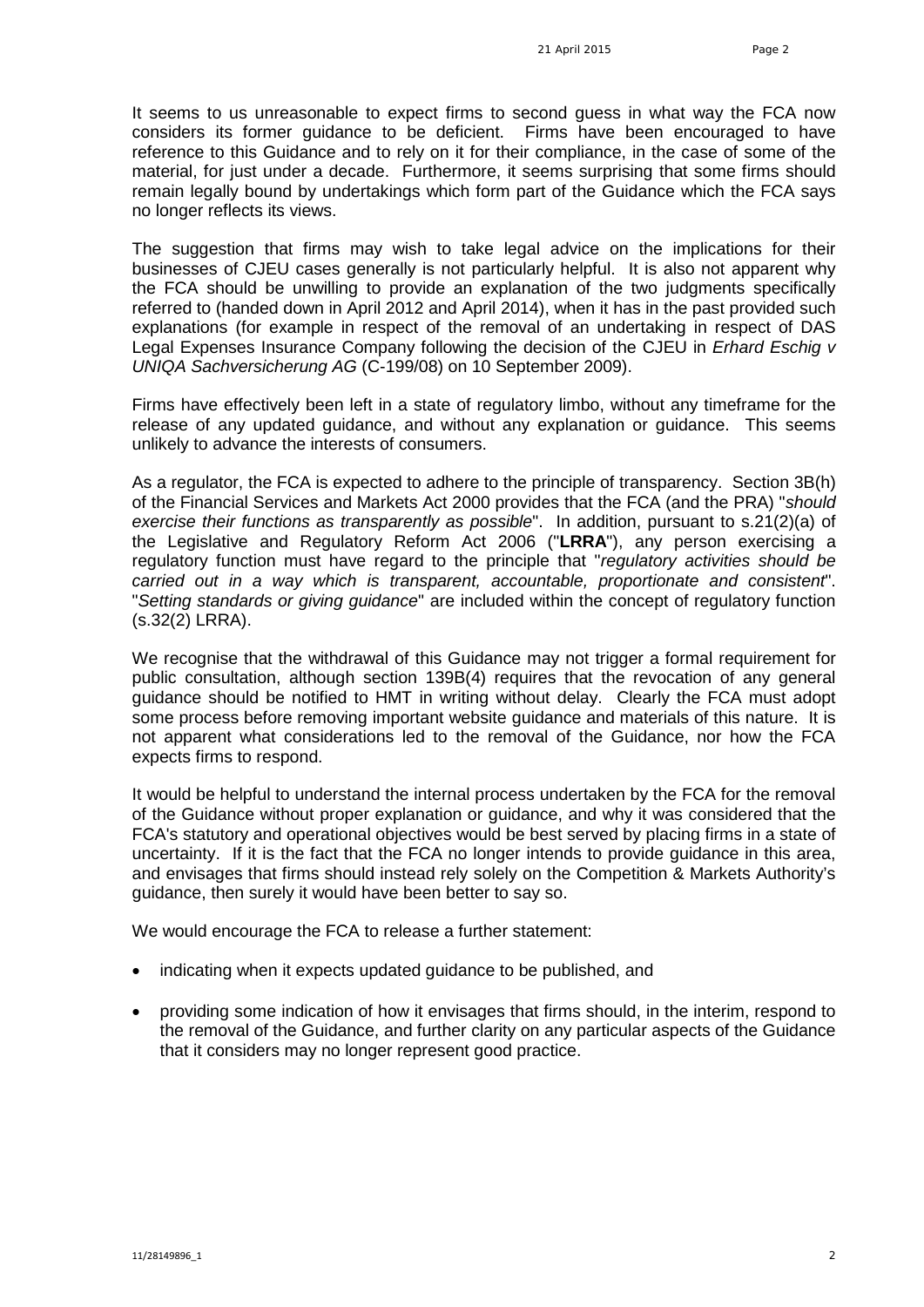It seems to us unreasonable to expect firms to second guess in what way the FCA now considers its former guidance to be deficient. Firms have been encouraged to have reference to this Guidance and to rely on it for their compliance, in the case of some of the material, for just under a decade. Furthermore, it seems surprising that some firms should remain legally bound by undertakings which form part of the Guidance which the FCA says no longer reflects its views.

The suggestion that firms may wish to take legal advice on the implications for their businesses of CJEU cases generally is not particularly helpful. It is also not apparent why the FCA should be unwilling to provide an explanation of the two judgments specifically referred to (handed down in April 2012 and April 2014), when it has in the past provided such explanations (for example in respect of the removal of an undertaking in respect of DAS Legal Expenses Insurance Company following the decision of the CJEU in *Erhard Eschig v UNIQA Sachversicherung AG* (C-199/08) on 10 September 2009).

Firms have effectively been left in a state of regulatory limbo, without any timeframe for the release of any updated guidance, and without any explanation or guidance. This seems unlikely to advance the interests of consumers.

As a regulator, the FCA is expected to adhere to the principle of transparency. Section 3B(h) of the Financial Services and Markets Act 2000 provides that the FCA (and the PRA) "*should exercise their functions as transparently as possible*". In addition, pursuant to s.21(2)(a) of the Legislative and Regulatory Reform Act 2006 ("**LRRA**"), any person exercising a regulatory function must have regard to the principle that "*regulatory activities should be carried out in a way which is transparent, accountable, proportionate and consistent*". "*Setting standards or giving guidance*" are included within the concept of regulatory function (s.32(2) LRRA).

We recognise that the withdrawal of this Guidance may not trigger a formal requirement for public consultation, although section 139B(4) requires that the revocation of any general guidance should be notified to HMT in writing without delay. Clearly the FCA must adopt some process before removing important website guidance and materials of this nature. It is not apparent what considerations led to the removal of the Guidance, nor how the FCA expects firms to respond.

It would be helpful to understand the internal process undertaken by the FCA for the removal of the Guidance without proper explanation or guidance, and why it was considered that the FCA's statutory and operational objectives would be best served by placing firms in a state of uncertainty. If it is the fact that the FCA no longer intends to provide guidance in this area, and envisages that firms should instead rely solely on the Competition & Markets Authority's guidance, then surely it would have been better to say so.

We would encourage the FCA to release a further statement:

- indicating when it expects updated guidance to be published, and
- providing some indication of how it envisages that firms should, in the interim, respond to the removal of the Guidance, and further clarity on any particular aspects of the Guidance that it considers may no longer represent good practice.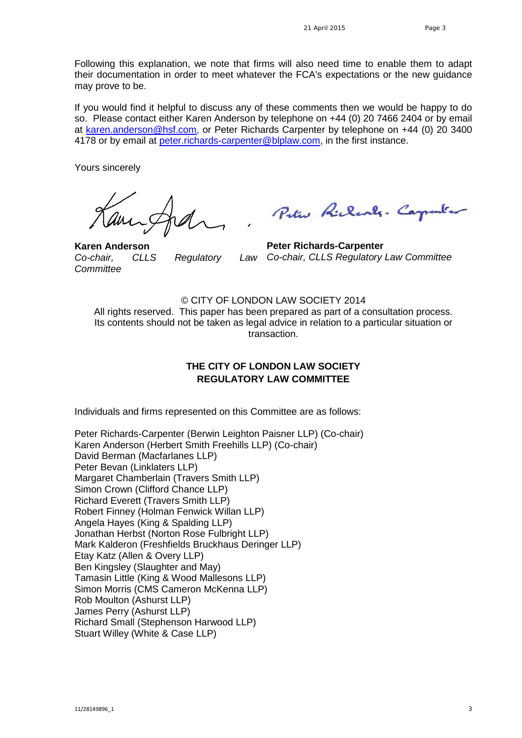Following this explanation, we note that firms will also need time to enable them to adapt their documentation in order to meet whatever the FCA's expectations or the new guidance may prove to be.

If you would find it helpful to discuss any of these comments then we would be happy to do so. Please contact either Karen Anderson by telephone on +44 (0) 20 7466 2404 or by email at karen.anderson@hsf.com, or Peter Richards Carpenter by telephone on +44 (0) 20 3400 4178 or by email at peter.richards-carpenter@blplaw.com, in the first instance.

Yours sincerely

**Karen Anderson**
*Co-chair, CLLS Regulatory Law Committee*

**Peter Richards-Carpenter**
*Co-chair, CLLS Regulatory Law Committee*

© CITY OF LONDON LAW SOCIETY 2014
All rights reserved. This paper has been prepared as part of a consultation process. Its contents should not be taken as legal advice in relation to a particular situation or transaction.

**THE CITY OF LONDON LAW SOCIETY**
**REGULATORY LAW COMMITTEE**

Individuals and firms represented on this Committee are as follows:

Peter Richards-Carpenter (Berwin Leighton Paisner LLP) (Co-chair)
Karen Anderson (Herbert Smith Freehills LLP) (Co-chair)
David Berman (Macfarlanes LLP)
Peter Bevan (Linklaters LLP)
Margaret Chamberlain (Travers Smith LLP)
Simon Crown (Clifford Chance LLP)
Richard Everett (Travers Smith LLP)
Robert Finney (Holman Fenwick Willan LLP)
Angela Hayes (King & Spalding LLP)
Jonathan Herbst (Norton Rose Fulbright LLP)
Mark Kalderon (Freshfields Bruckhaus Deringer LLP)
Etay Katz (Allen & Overy LLP)
Ben Kingsley (Slaughter and May)
Tamasin Little (King & Wood Mallesons LLP)
Simon Morris (CMS Cameron McKenna LLP)
Rob Moulton (Ashurst LLP)
James Perry (Ashurst LLP)
Richard Small (Stephenson Harwood LLP)
Stuart Willey (White & Case LLP)